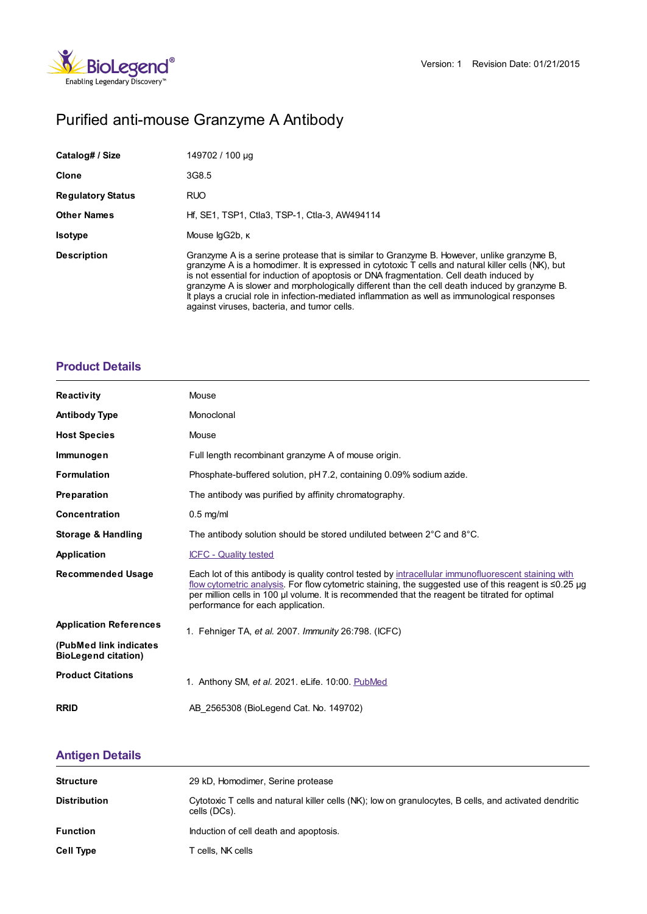Version: 1 Revision Date: 01/21/2015

# Purified anti-mouse Granzyme A Antibody

| | |
|---|---|
| **Catalog# / Size** | 149702 / 100 µg |
| **Clone** | 3G8.5 |
| **Regulatory Status** | RUO |
| **Other Names** | Hf, SE1, TSP1, Ctla3, TSP-1, Ctla-3, AW494114 |
| **Isotype** | Mouse IgG2b, κ |
| **Description** | Granzyme A is a serine protease that is similar to Granzyme B. However, unlike granzyme B, granzyme A is a homodimer. It is expressed in cytotoxic T cells and natural killer cells (NK), but is not essential for induction of apoptosis or DNA fragmentation. Cell death induced by granzyme A is slower and morphologically different than the cell death induced by granzyme B. It plays a crucial role in infection-mediated inflammation as well as immunological responses against viruses, bacteria, and tumor cells. |

## Product Details

| | |
|---|---|
| **Reactivity** | Mouse |
| **Antibody Type** | Monoclonal |
| **Host Species** | Mouse |
| **Immunogen** | Full length recombinant granzyme A of mouse origin. |
| **Formulation** | Phosphate-buffered solution, pH 7.2, containing 0.09% sodium azide. |
| **Preparation** | The antibody was purified by affinity chromatography. |
| **Concentration** | 0.5 mg/ml |
| **Storage & Handling** | The antibody solution should be stored undiluted between 2°C and 8°C. |
| **Application** | ICFC - Quality tested |
| **Recommended Usage** | Each lot of this antibody is quality control tested by intracellular immunofluorescent staining with flow cytometric analysis. For flow cytometric staining, the suggested use of this reagent is ≤0.25 µg per million cells in 100 µl volume. It is recommended that the reagent be titrated for optimal performance for each application. |
| **Application References (PubMed link indicates BioLegend citation)** | 1. Fehniger TA, *et al.* 2007. *Immunity* 26:798. (ICFC) |
| **Product Citations** | 1. Anthony SM, *et al.* 2021. eLife. 10:00. PubMed |
| **RRID** | AB_2565308 (BioLegend Cat. No. 149702) |

## Antigen Details

| | |
|---|---|
| **Structure** | 29 kD, Homodimer, Serine protease |
| **Distribution** | Cytotoxic T cells and natural killer cells (NK); low on granulocytes, B cells, and activated dendritic cells (DCs). |
| **Function** | Induction of cell death and apoptosis. |
| **Cell Type** | T cells, NK cells |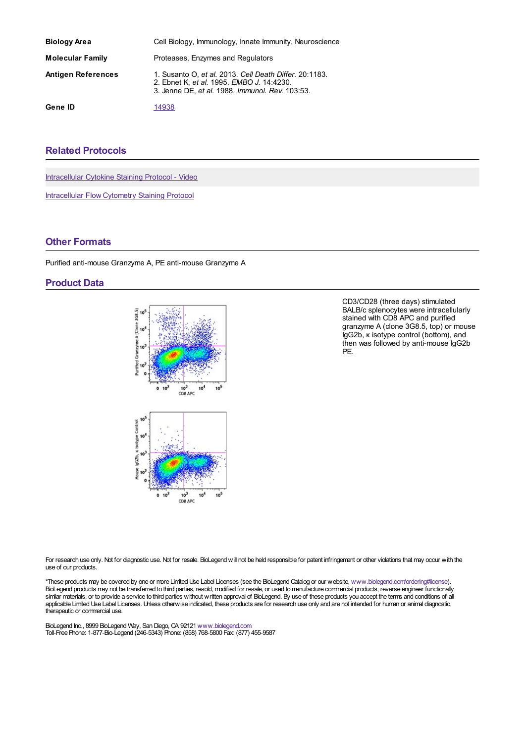| | |
|---|---|
| **Biology Area** | Cell Biology, Immunology, Innate Immunity, Neuroscience |
| **Molecular Family** | Proteases, Enzymes and Regulators |
| **Antigen References** | 1. Susanto O, *et al.* 2013. *Cell Death Differ.* 20:1183.<br>2. Ebnet K, *et al.* 1995. *EMBO J.* 14:4230.<br>3. Jenne DE, *et al.* 1988. *Immunol. Rev.* 103:53. |
| **Gene ID** | 14938 |

## Related Protocols

Intracellular Cytokine Staining Protocol - Video

Intracellular Flow Cytometry Staining Protocol

## Other Formats

Purified anti-mouse Granzyme A, PE anti-mouse Granzyme A

## Product Data

Purified Granzyme A (Clone 3G8.5)

$10^5$ $10^4$ $10^3$ $10^2$ 0

0 $10^2$ $10^3$ $10^4$ $10^5$

CD8 APC

Mouse IgG2b, κ Isotype Control

$10^5$ $10^4$ $10^3$ $10^2$ 0

0 $10^2$ $10^3$ $10^4$ $10^5$

CD8 APC

CD3/CD28 (three days) stimulated BALB/c splenocytes were intracellularly stained with CD8 APC and purified granzyme A (clone 3G8.5, top) or mouse IgG2b, κ isotype control (bottom), and then was followed by anti-mouse IgG2b PE.

For research use only. Not for diagnostic use. Not for resale. BioLegend will not be held responsible for patent infringement or other violations that may occur with the use of our products.

*These products may be covered by one or more Limited Use Label Licenses (see the BioLegend Catalog or our website, www.biolegend.com/ordering#license). BioLegend products may not be transferred to third parties, resold, modified for resale, or used to manufacture commercial products, reverse engineer functionally similar materials, or to provide a service to third parties without written approval of BioLegend. By use of these products you accept the terms and conditions of all applicable Limited Use Label Licenses. Unless otherwise indicated, these products are for research use only and are not intended for human or animal diagnostic, therapeutic or commercial use.

BioLegend Inc., 8999 BioLegend Way, San Diego, CA 92121 www.biolegend.com
Toll-Free Phone: 1-877-Bio-Legend (246-5343) Phone: (858) 768-5800 Fax: (877) 455-9587